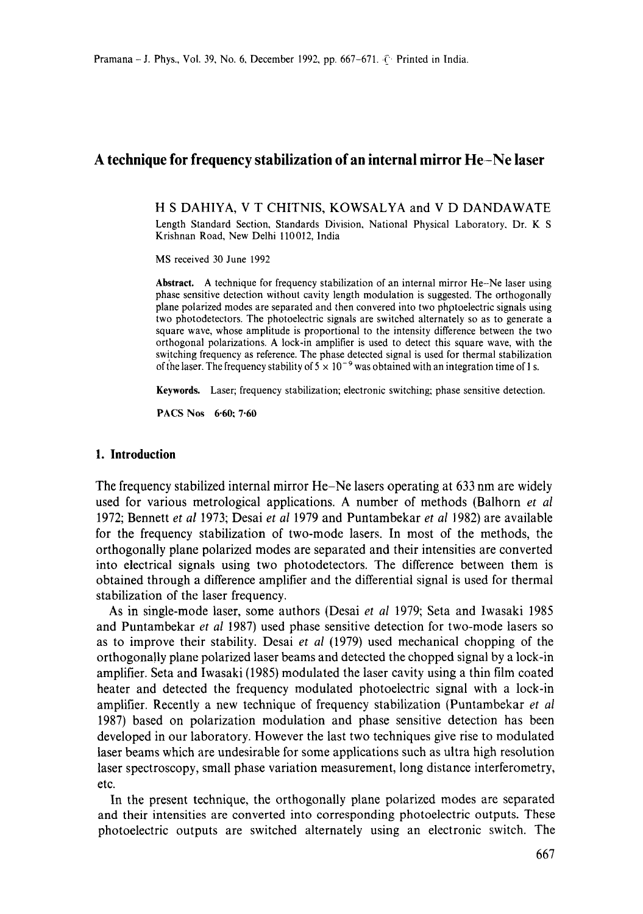# A technique for frequency stabilization of an internal mirror He–Ne laser

H S DAHIYA, V T CHITNIS, KOWSALYA and V D DANDAWATE

Length Standard Section, Standards Division, National Physical Laboratory, Dr. K S Krishnan Road, New Delhi 110012, India

MS received 30 June 1992

**Abstract.** A technique for frequency stabilization of an internal mirror He–Ne laser using phase sensitive detection without cavity length modulation is suggested. The orthogonally plane polarized modes are separated and then convered into two photoelectric signals using two photodetectors. The photoelectric signals are switched alternately so as to generate a square wave, whose amplitude is proportional to the intensity difference between the two orthogonal polarizations. A lock-in amplifier is used to detect this square wave, with the switching frequency as reference. The phase detected signal is used for thermal stabilization of the laser. The frequency stability of $5 \times 10^{-9}$ was obtained with an integration time of 1 s.

**Keywords.** Laser; frequency stabilization; electronic switching; phase sensitive detection.

**PACS Nos** 6·60; 7·60

## 1. Introduction

The frequency stabilized internal mirror He–Ne lasers operating at 633 nm are widely used for various metrological applications. A number of methods (Balhorn *et al* 1972; Bennett *et al* 1973; Desai *et al* 1979 and Puntambekar *et al* 1982) are available for the frequency stabilization of two-mode lasers. In most of the methods, the orthogonally plane polarized modes are separated and their intensities are converted into electrical signals using two photodetectors. The difference between them is obtained through a difference amplifier and the differential signal is used for thermal stabilization of the laser frequency.

As in single-mode laser, some authors (Desai *et al* 1979; Seta and Iwasaki 1985 and Puntambekar *et al* 1987) used phase sensitive detection for two-mode lasers so as to improve their stability. Desai *et al* (1979) used mechanical chopping of the orthogonally plane polarized laser beams and detected the chopped signal by a lock-in amplifier. Seta and Iwasaki (1985) modulated the laser cavity using a thin film coated heater and detected the frequency modulated photoelectric signal with a lock-in amplifier. Recently a new technique of frequency stabilization (Puntambekar *et al* 1987) based on polarization modulation and phase sensitive detection has been developed in our laboratory. However the last two techniques give rise to modulated laser beams which are undesirable for some applications such as ultra high resolution laser spectroscopy, small phase variation measurement, long distance interferometry, etc.

In the present technique, the orthogonally plane polarized modes are separated and their intensities are converted into corresponding photoelectric outputs. These photoelectric outputs are switched alternately using an electronic switch. The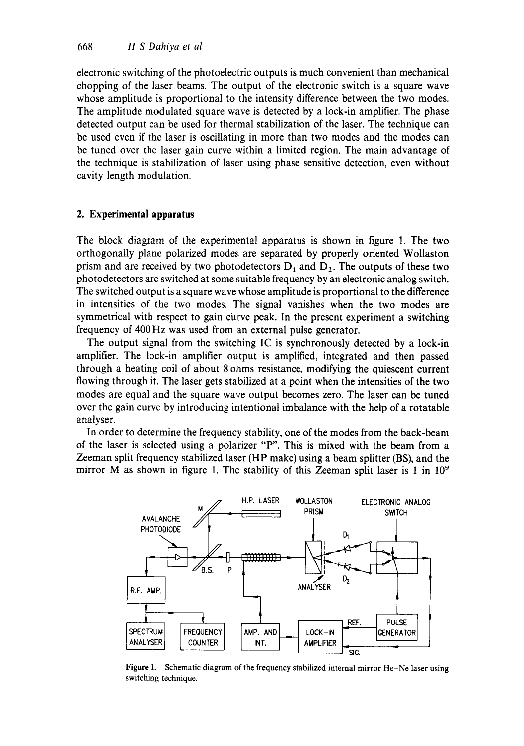electronic switching of the photoelectric outputs is much convenient than mechanical chopping of the laser beams. The output of the electronic switch is a square wave whose amplitude is proportional to the intensity difference between the two modes. The amplitude modulated square wave is detected by a lock-in amplifier. The phase detected output can be used for thermal stabilization of the laser. The technique can be used even if the laser is oscillating in more than two modes and the modes can be tuned over the laser gain curve within a limited region. The main advantage of the technique is stabilization of laser using phase sensitive detection, even without cavity length modulation.

## 2. Experimental apparatus

The block diagram of the experimental apparatus is shown in figure 1. The two orthogonally plane polarized modes are separated by properly oriented Wollaston prism and are received by two photodetectors $D_1$ and $D_2$. The outputs of these two photodetectors are switched at some suitable frequency by an electronic analog switch. The switched output is a square wave whose amplitude is proportional to the difference in intensities of the two modes. The signal vanishes when the two modes are symmetrical with respect to gain curve peak. In the present experiment a switching frequency of 400 Hz was used from an external pulse generator.

The output signal from the switching IC is synchronously detected by a lock-in amplifier. The lock-in amplifier output is amplified, integrated and then passed through a heating coil of about 8 ohms resistance, modifying the quiescent current flowing through it. The laser gets stabilized at a point when the intensities of the two modes are equal and the square wave output becomes zero. The laser can be tuned over the gain curve by introducing intentional imbalance with the help of a rotatable analyser.

In order to determine the frequency stability, one of the modes from the back-beam of the laser is selected using a polarizer "P". This is mixed with the beam from a Zeeman split frequency stabilized laser (HP make) using a beam splitter (BS), and the mirror M as shown in figure 1. The stability of this Zeeman split laser is 1 in $10^9$

**Figure 1.** Schematic diagram of the frequency stabilized internal mirror He–Ne laser using switching technique.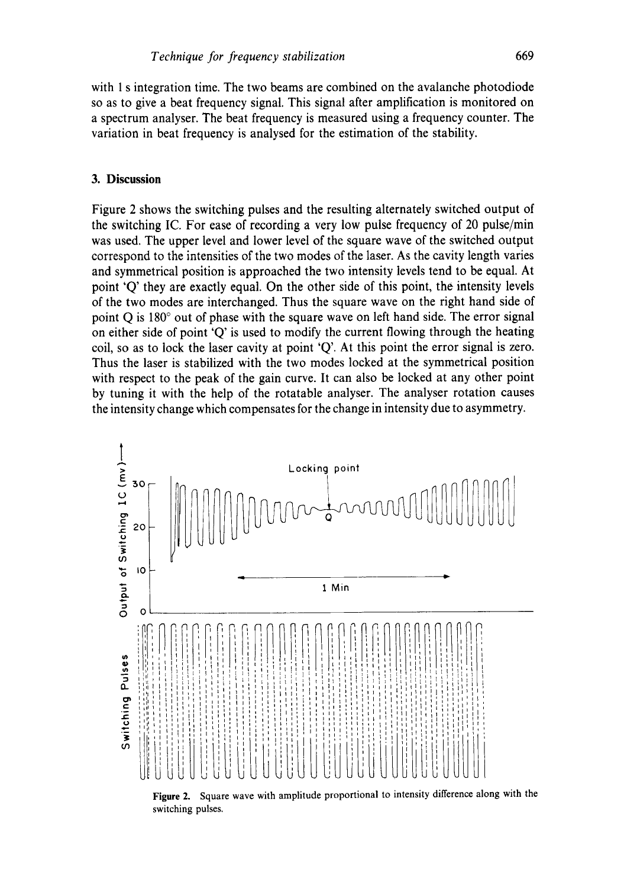with 1 s integration time. The two beams are combined on the avalanche photodiode so as to give a beat frequency signal. This signal after amplification is monitored on a spectrum analyser. The beat frequency is measured using a frequency counter. The variation in beat frequency is analysed for the estimation of the stability.

## 3. Discussion

Figure 2 shows the switching pulses and the resulting alternately switched output of the switching IC. For ease of recording a very low pulse frequency of 20 pulse/min was used. The upper level and lower level of the square wave of the switched output correspond to the intensities of the two modes of the laser. As the cavity length varies and symmetrical position is approached the two intensity levels tend to be equal. At point 'Q' they are exactly equal. On the other side of this point, the intensity levels of the two modes are interchanged. Thus the square wave on the right hand side of point Q is 180° out of phase with the square wave on left hand side. The error signal on either side of point 'Q' is used to modify the current flowing through the heating coil, so as to lock the laser cavity at point 'Q'. At this point the error signal is zero. Thus the laser is stabilized with the two modes locked at the symmetrical position with respect to the peak of the gain curve. It can also be locked at any other point by tuning it with the help of the rotatable analyser. The analyser rotation causes the intensity change which compensates for the change in intensity due to asymmetry.

**Figure 2.** Square wave with amplitude proportional to intensity difference along with the switching pulses.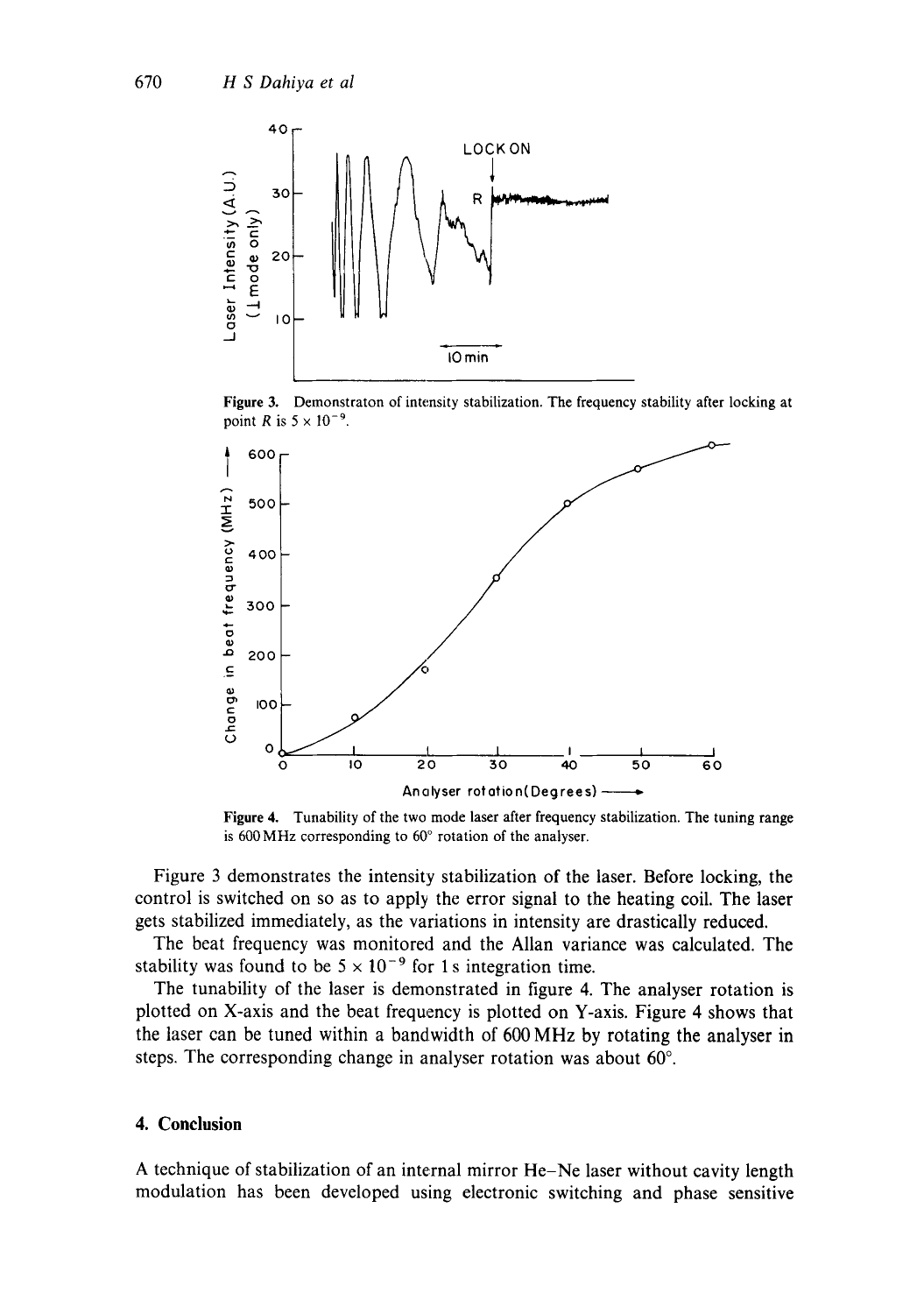Figure 3. Demonstraton of intensity stabilization. The frequency stability after locking at point $R$ is $5 \times 10^{-9}$.

Figure 4. Tunability of the two mode laser after frequency stabilization. The tuning range is 600 MHz corresponding to 60° rotation of the analyser.

Figure 3 demonstrates the intensity stabilization of the laser. Before locking, the control is switched on so as to apply the error signal to the heating coil. The laser gets stabilized immediately, as the variations in intensity are drastically reduced.

The beat frequency was monitored and the Allan variance was calculated. The stability was found to be $5 \times 10^{-9}$ for 1 s integration time.

The tunability of the laser is demonstrated in figure 4. The analyser rotation is plotted on X-axis and the beat frequency is plotted on Y-axis. Figure 4 shows that the laser can be tuned within a bandwidth of 600 MHz by rotating the analyser in steps. The corresponding change in analyser rotation was about 60°.

## 4. Conclusion

A technique of stabilization of an internal mirror He–Ne laser without cavity length modulation has been developed using electronic switching and phase sensitive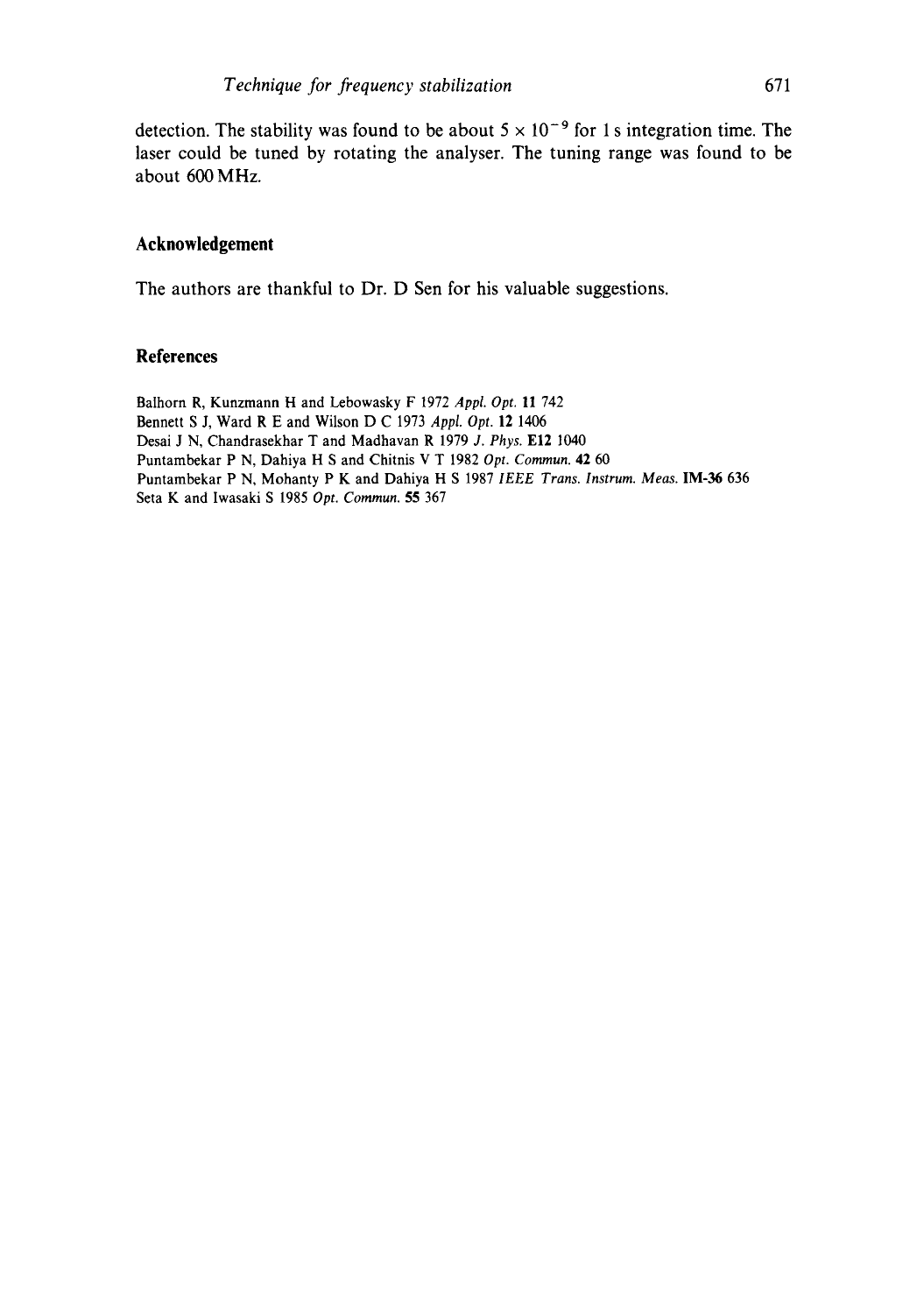detection. The stability was found to be about $5 \times 10^{-9}$ for 1 s integration time. The laser could be tuned by rotating the analyser. The tuning range was found to be about 600 MHz.

## Acknowledgement

The authors are thankful to Dr. D Sen for his valuable suggestions.

## References

Balhorn R, Kunzmann H and Lebowasky F 1972 *Appl. Opt.* **11** 742

Bennett S J, Ward R E and Wilson D C 1973 *Appl. Opt.* **12** 1406

Desai J N, Chandrasekhar T and Madhavan R 1979 *J. Phys.* **E12** 1040

Puntambekar P N, Dahiya H S and Chitnis V T 1982 *Opt. Commun.* **42** 60

Puntambekar P N, Mohanty P K and Dahiya H S 1987 *IEEE Trans. Instrum. Meas.* **IM-36** 636

Seta K and Iwasaki S 1985 *Opt. Commun.* **55** 367